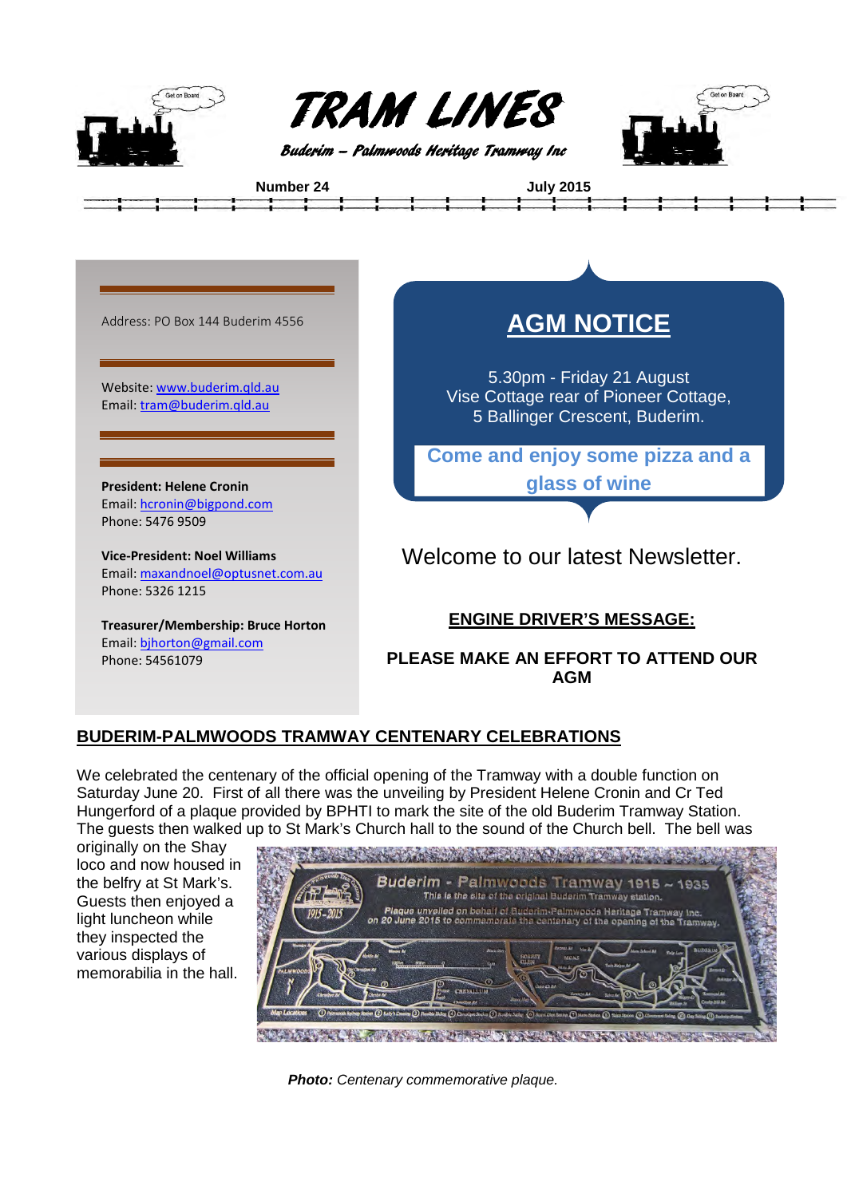# TRAM LINES

*Buderim – Palmwoods Heritage Tramway Inc*

**Number 24** **July 2015**

Address: PO Box 144 Buderim 4556

Website: www.buderim.qld.au
Email: tram@buderim.qld.au

**President: Helene Cronin**
Email: hcronin@bigpond.com
Phone: 5476 9509

**Vice-President: Noel Williams**
Email: maxandnoel@optusnet.com.au
Phone: 5326 1215

**Treasurer/Membership: Bruce Horton**
Email: bjhorton@gmail.com
Phone: 54561079

## AGM NOTICE

5.30pm - Friday 21 August
Vise Cottage rear of Pioneer Cottage,
5 Ballinger Crescent, Buderim.

**Come and enjoy some pizza and a glass of wine**

Welcome to our latest Newsletter.

### ENGINE DRIVER'S MESSAGE:

**PLEASE MAKE AN EFFORT TO ATTEND OUR AGM**

## BUDERIM-PALMWOODS TRAMWAY CENTENARY CELEBRATIONS

We celebrated the centenary of the official opening of the Tramway with a double function on Saturday June 20. First of all there was the unveiling by President Helene Cronin and Cr Ted Hungerford of a plaque provided by BPHTI to mark the site of the old Buderim Tramway Station. The guests then walked up to St Mark's Church hall to the sound of the Church bell. The bell was originally on the Shay loco and now housed in the belfry at St Mark's. Guests then enjoyed a light luncheon while they inspected the various displays of memorabilia in the hall.

***Photo:*** *Centenary commemorative plaque.*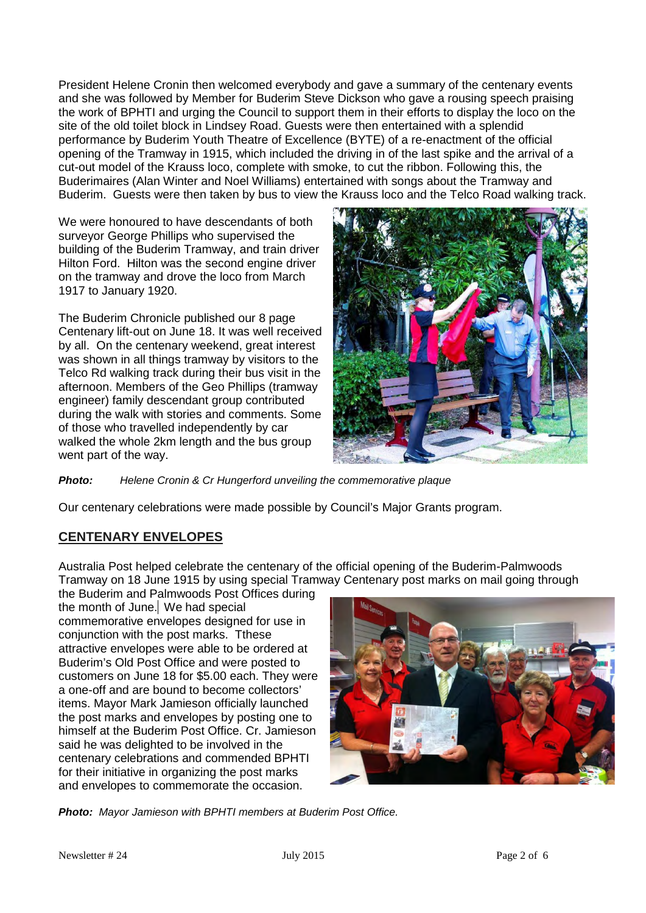President Helene Cronin then welcomed everybody and gave a summary of the centenary events and she was followed by Member for Buderim Steve Dickson who gave a rousing speech praising the work of BPHTI and urging the Council to support them in their efforts to display the loco on the site of the old toilet block in Lindsey Road. Guests were then entertained with a splendid performance by Buderim Youth Theatre of Excellence (BYTE) of a re-enactment of the official opening of the Tramway in 1915, which included the driving in of the last spike and the arrival of a cut-out model of the Krauss loco, complete with smoke, to cut the ribbon. Following this, the Buderimaires (Alan Winter and Noel Williams) entertained with songs about the Tramway and Buderim. Guests were then taken by bus to view the Krauss loco and the Telco Road walking track.

We were honoured to have descendants of both surveyor George Phillips who supervised the building of the Buderim Tramway, and train driver Hilton Ford. Hilton was the second engine driver on the tramway and drove the loco from March 1917 to January 1920.

The Buderim Chronicle published our 8 page Centenary lift-out on June 18. It was well received by all. On the centenary weekend, great interest was shown in all things tramway by visitors to the Telco Rd walking track during their bus visit in the afternoon. Members of the Geo Phillips (tramway engineer) family descendant group contributed during the walk with stories and comments. Some of those who travelled independently by car walked the whole 2km length and the bus group went part of the way.

***Photo:*** *Helene Cronin & Cr Hungerford unveiling the commemorative plaque*

Our centenary celebrations were made possible by Council's Major Grants program.

## CENTENARY ENVELOPES

Australia Post helped celebrate the centenary of the official opening of the Buderim-Palmwoods Tramway on 18 June 1915 by using special Tramway Centenary post marks on mail going through the Buderim and Palmwoods Post Offices during the month of June. We had special commemorative envelopes designed for use in conjunction with the post marks. Tthese attractive envelopes were able to be ordered at Buderim's Old Post Office and were posted to customers on June 18 for $5.00 each. They were a one-off and are bound to become collectors' items. Mayor Mark Jamieson officially launched the post marks and envelopes by posting one to himself at the Buderim Post Office. Cr. Jamieson said he was delighted to be involved in the centenary celebrations and commended BPHTI for their initiative in organizing the post marks and envelopes to commemorate the occasion.

***Photo:*** *Mayor Jamieson with BPHTI members at Buderim Post Office.*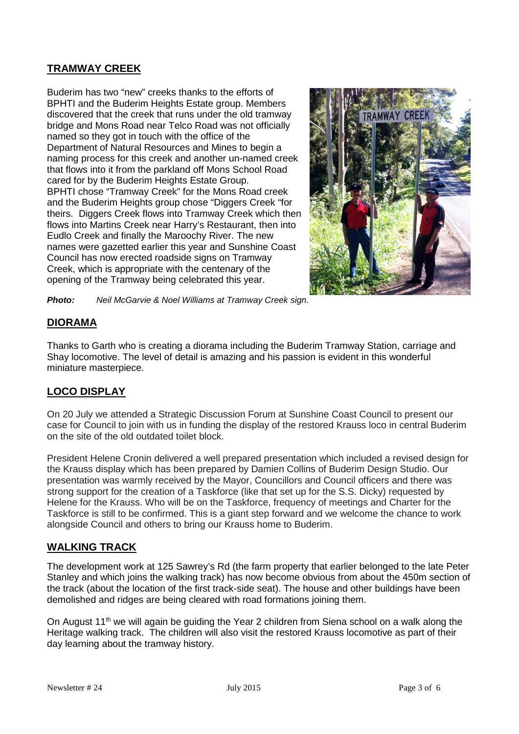## TRAMWAY CREEK

Buderim has two "new" creeks thanks to the efforts of BPHTI and the Buderim Heights Estate group. Members discovered that the creek that runs under the old tramway bridge and Mons Road near Telco Road was not officially named so they got in touch with the office of the Department of Natural Resources and Mines to begin a naming process for this creek and another un-named creek that flows into it from the parkland off Mons School Road cared for by the Buderim Heights Estate Group. BPHTI chose "Tramway Creek" for the Mons Road creek and the Buderim Heights group chose "Diggers Creek "for theirs. Diggers Creek flows into Tramway Creek which then flows into Martins Creek near Harry's Restaurant, then into Eudlo Creek and finally the Maroochy River. The new names were gazetted earlier this year and Sunshine Coast Council has now erected roadside signs on Tramway Creek, which is appropriate with the centenary of the opening of the Tramway being celebrated this year.

***Photo:*** *Neil McGarvie & Noel Williams at Tramway Creek sign.*

## DIORAMA

Thanks to Garth who is creating a diorama including the Buderim Tramway Station, carriage and Shay locomotive. The level of detail is amazing and his passion is evident in this wonderful miniature masterpiece.

## LOCO DISPLAY

On 20 July we attended a Strategic Discussion Forum at Sunshine Coast Council to present our case for Council to join with us in funding the display of the restored Krauss loco in central Buderim on the site of the old outdated toilet block.

President Helene Cronin delivered a well prepared presentation which included a revised design for the Krauss display which has been prepared by Damien Collins of Buderim Design Studio. Our presentation was warmly received by the Mayor, Councillors and Council officers and there was strong support for the creation of a Taskforce (like that set up for the S.S. Dicky) requested by Helene for the Krauss. Who will be on the Taskforce, frequency of meetings and Charter for the Taskforce is still to be confirmed. This is a giant step forward and we welcome the chance to work alongside Council and others to bring our Krauss home to Buderim.

## WALKING TRACK

The development work at 125 Sawrey's Rd (the farm property that earlier belonged to the late Peter Stanley and which joins the walking track) has now become obvious from about the 450m section of the track (about the location of the first track-side seat). The house and other buildings have been demolished and ridges are being cleared with road formations joining them.

On August 11th we will again be guiding the Year 2 children from Siena school on a walk along the Heritage walking track. The children will also visit the restored Krauss locomotive as part of their day learning about the tramway history.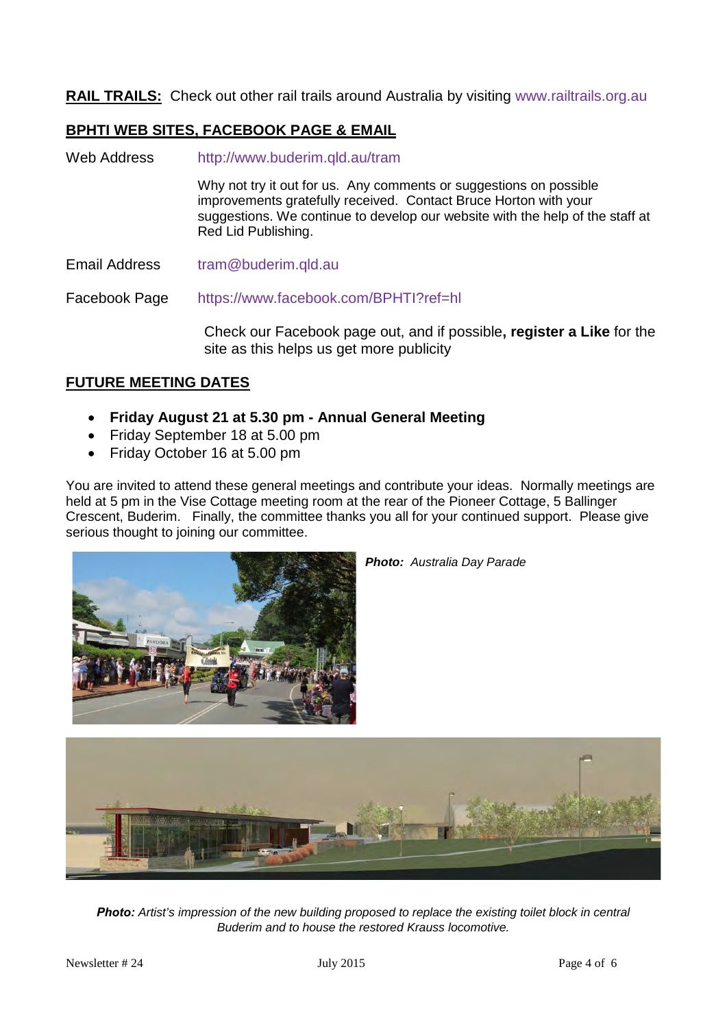**RAIL TRAILS:** Check out other rail trails around Australia by visiting www.railtrails.org.au

## BPHTI WEB SITES, FACEBOOK PAGE & EMAIL

Web Address http://www.buderim.qld.au/tram

Why not try it out for us. Any comments or suggestions on possible improvements gratefully received. Contact Bruce Horton with your suggestions. We continue to develop our website with the help of the staff at Red Lid Publishing.

Email Address tram@buderim.qld.au

Facebook Page https://www.facebook.com/BPHTI?ref=hl

Check our Facebook page out, and if possible**, register a Like** for the site as this helps us get more publicity

## FUTURE MEETING DATES

- **Friday August 21 at 5.30 pm - Annual General Meeting**
- Friday September 18 at 5.00 pm
- Friday October 16 at 5.00 pm

You are invited to attend these general meetings and contribute your ideas. Normally meetings are held at 5 pm in the Vise Cottage meeting room at the rear of the Pioneer Cottage, 5 Ballinger Crescent, Buderim. Finally, the committee thanks you all for your continued support. Please give serious thought to joining our committee.

***Photo:*** *Australia Day Parade*

***Photo:*** *Artist's impression of the new building proposed to replace the existing toilet block in central Buderim and to house the restored Krauss locomotive.*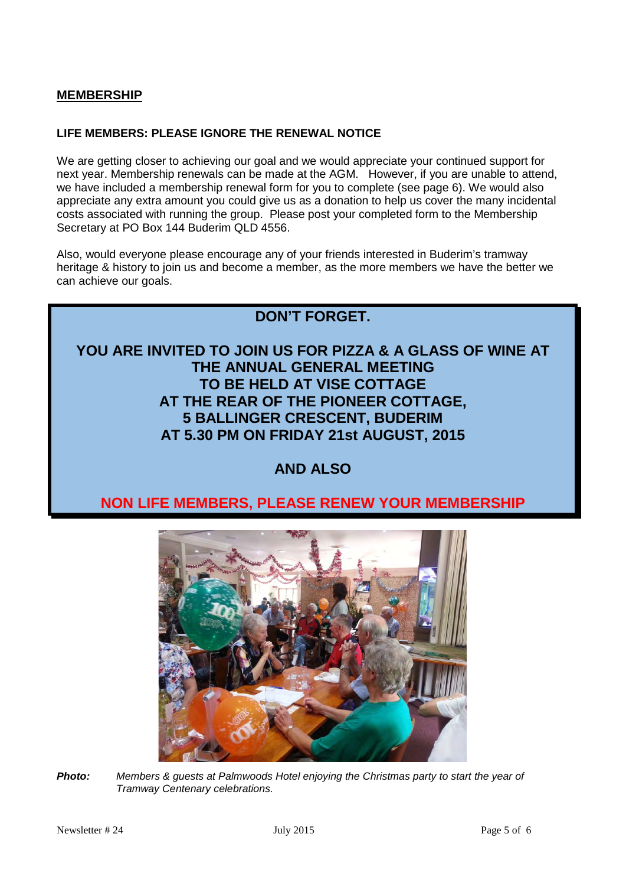## MEMBERSHIP

**LIFE MEMBERS: PLEASE IGNORE THE RENEWAL NOTICE**

We are getting closer to achieving our goal and we would appreciate your continued support for next year. Membership renewals can be made at the AGM. However, if you are unable to attend, we have included a membership renewal form for you to complete (see page 6). We would also appreciate any extra amount you could give us as a donation to help us cover the many incidental costs associated with running the group. Please post your completed form to the Membership Secretary at PO Box 144 Buderim QLD 4556.

Also, would everyone please encourage any of your friends interested in Buderim's tramway heritage & history to join us and become a member, as the more members we have the better we can achieve our goals.

**DON'T FORGET.**

**YOU ARE INVITED TO JOIN US FOR PIZZA & A GLASS OF WINE AT THE ANNUAL GENERAL MEETING TO BE HELD AT VISE COTTAGE AT THE REAR OF THE PIONEER COTTAGE, 5 BALLINGER CRESCENT, BUDERIM AT 5.30 PM ON FRIDAY 21st AUGUST, 2015**

**AND ALSO**

**NON LIFE MEMBERS, PLEASE RENEW YOUR MEMBERSHIP**

***Photo:*** *Members & guests at Palmwoods Hotel enjoying the Christmas party to start the year of Tramway Centenary celebrations.*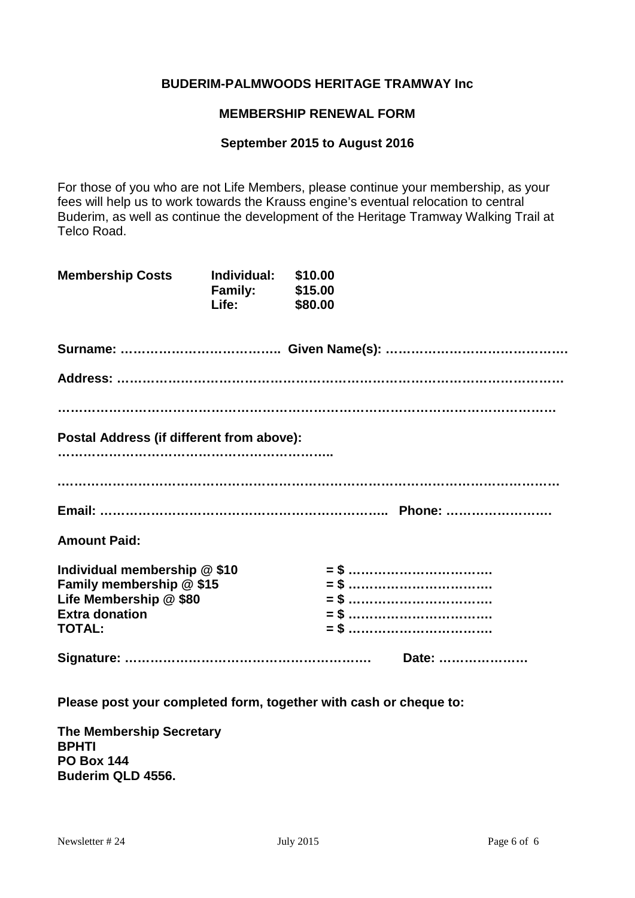**BUDERIM-PALMWOODS HERITAGE TRAMWAY Inc**

**MEMBERSHIP RENEWAL FORM**

**September 2015 to August 2016**

For those of you who are not Life Members, please continue your membership, as your fees will help us to work towards the Krauss engine's eventual relocation to central Buderim, as well as continue the development of the Heritage Tramway Walking Trail at Telco Road.

| | | |
|---|---|---|
| **Membership Costs** | **Individual:** | **$10.00** |
| | **Family:** | **$15.00** |
| | **Life:** | **$80.00** |

**Surname: ……………………………….. Given Name(s): …………………………………….**

**Address: ………………………………………………………………………………………….**

**…………………………………………………………………………………………………….**

**Postal Address (if different from above):**
**…………………………………………………….**

**…………………………………………………………………………………………………….**

**Email: ………………………………………………………….. Phone: …………………….**

**Amount Paid:**

**Individual membership @ $10 = $ …………………………….**
**Family membership @ $15 = $ …………………………….**
**Life Membership @ $80 = $ …………………………….**
**Extra donation = $ …………………………….**
**TOTAL: = $ …………………………….**

**Signature: ………………………………………………… Date: …………………**

**Please post your completed form, together with cash or cheque to:**

**The Membership Secretary**
**BPHTI**
**PO Box 144**
**Buderim QLD 4556.**